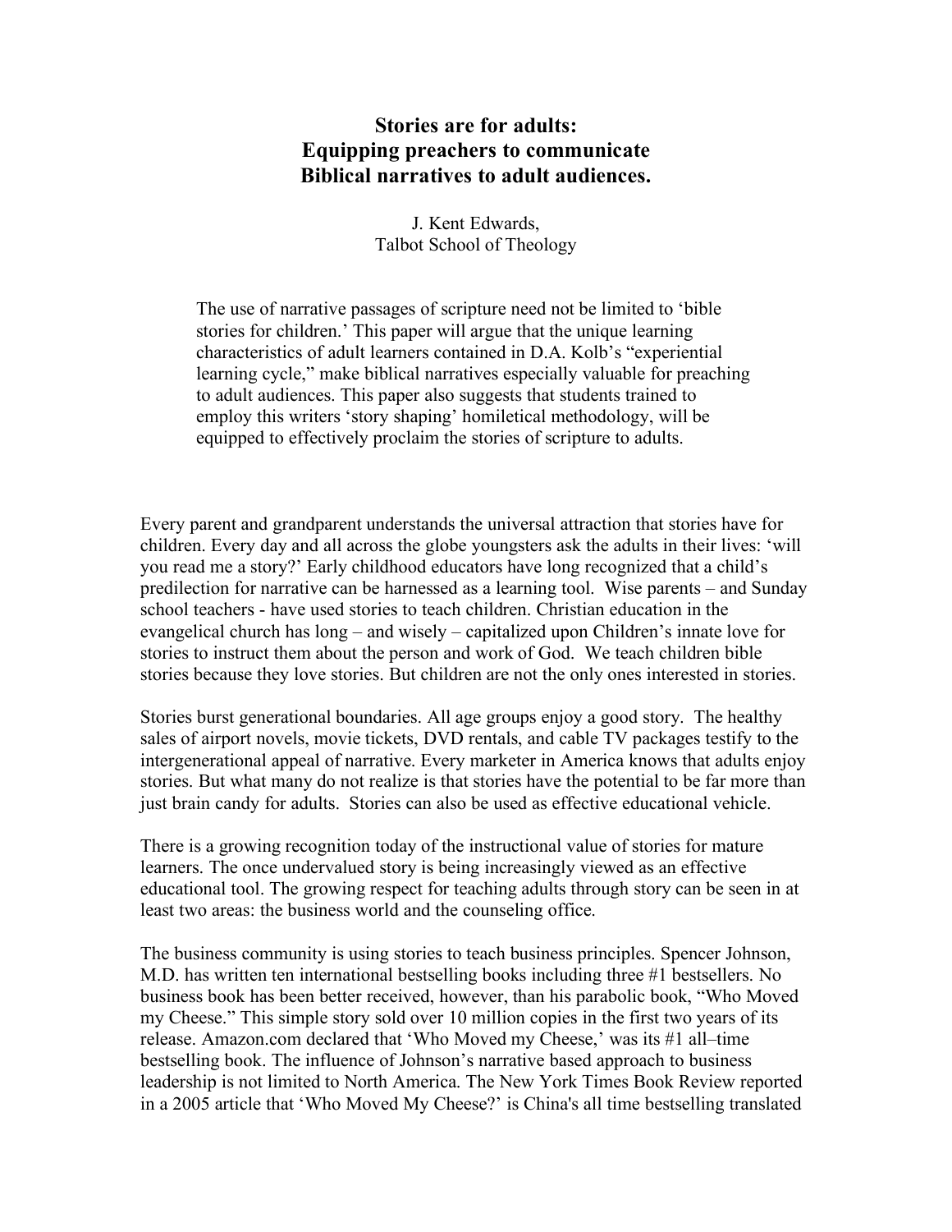# Stories are for adults: Equipping preachers to communicate Biblical narratives to adult audiences.

J. Kent Edwards,
Talbot School of Theology

> The use of narrative passages of scripture need not be limited to 'bible stories for children.' This paper will argue that the unique learning characteristics of adult learners contained in D.A. Kolb's "experiential learning cycle," make biblical narratives especially valuable for preaching to adult audiences. This paper also suggests that students trained to employ this writers 'story shaping' homiletical methodology, will be equipped to effectively proclaim the stories of scripture to adults.

Every parent and grandparent understands the universal attraction that stories have for children. Every day and all across the globe youngsters ask the adults in their lives: 'will you read me a story?' Early childhood educators have long recognized that a child's predilection for narrative can be harnessed as a learning tool. Wise parents – and Sunday school teachers - have used stories to teach children. Christian education in the evangelical church has long – and wisely – capitalized upon Children's innate love for stories to instruct them about the person and work of God. We teach children bible stories because they love stories. But children are not the only ones interested in stories.

Stories burst generational boundaries. All age groups enjoy a good story. The healthy sales of airport novels, movie tickets, DVD rentals, and cable TV packages testify to the intergenerational appeal of narrative. Every marketer in America knows that adults enjoy stories. But what many do not realize is that stories have the potential to be far more than just brain candy for adults. Stories can also be used as effective educational vehicle.

There is a growing recognition today of the instructional value of stories for mature learners. The once undervalued story is being increasingly viewed as an effective educational tool. The growing respect for teaching adults through story can be seen in at least two areas: the business world and the counseling office.

The business community is using stories to teach business principles. Spencer Johnson, M.D. has written ten international bestselling books including three #1 bestsellers. No business book has been better received, however, than his parabolic book, "Who Moved my Cheese." This simple story sold over 10 million copies in the first two years of its release. Amazon.com declared that 'Who Moved my Cheese,' was its #1 all–time bestselling book. The influence of Johnson's narrative based approach to business leadership is not limited to North America. The New York Times Book Review reported in a 2005 article that 'Who Moved My Cheese?' is China's all time bestselling translated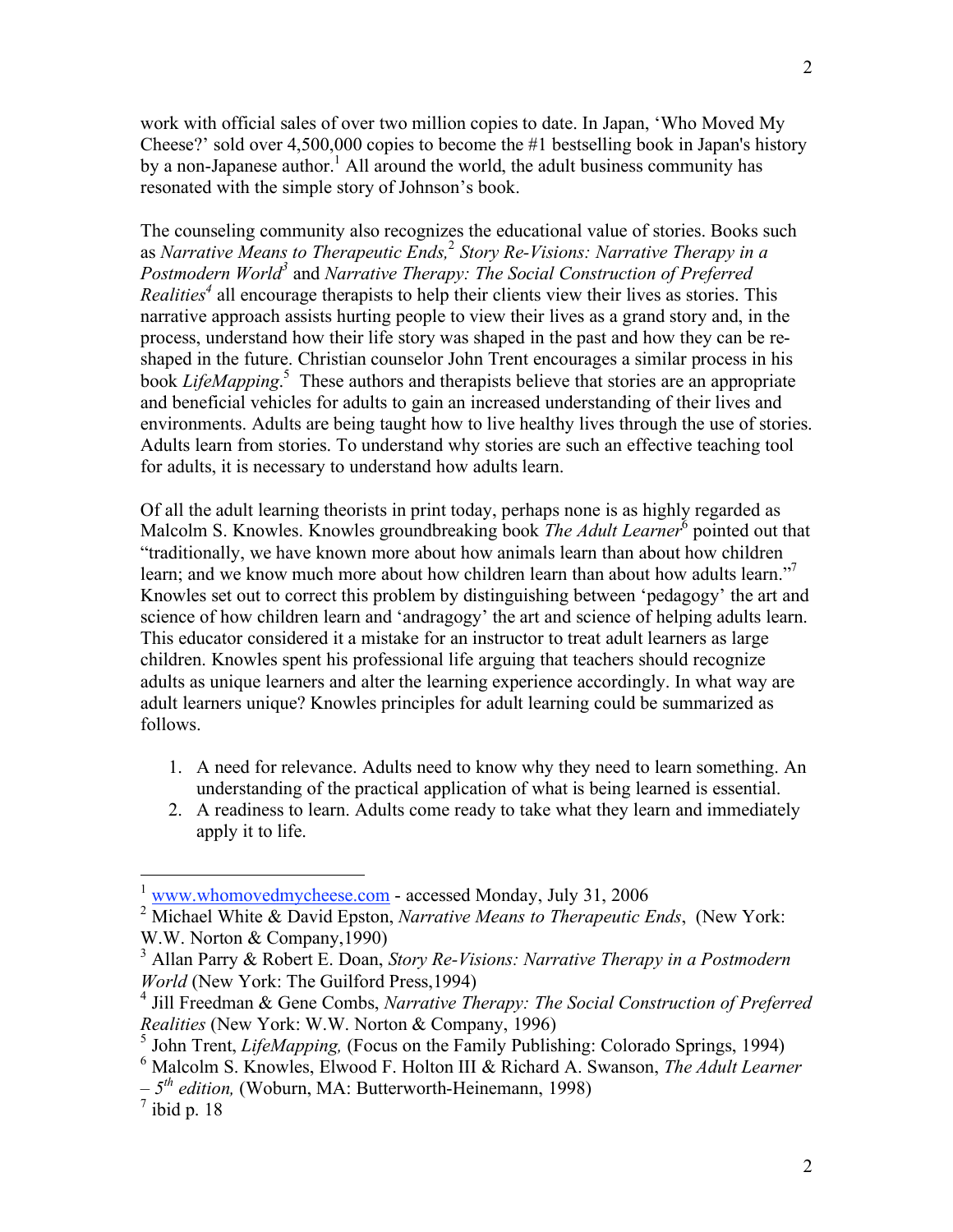work with official sales of over two million copies to date. In Japan, 'Who Moved My Cheese?' sold over 4,500,000 copies to become the #1 bestselling book in Japan's history by a non-Japanese author.[1] All around the world, the adult business community has resonated with the simple story of Johnson's book.

The counseling community also recognizes the educational value of stories. Books such as *Narrative Means to Therapeutic Ends,*[2] *Story Re-Visions: Narrative Therapy in a Postmodern World*[3] and *Narrative Therapy: The Social Construction of Preferred Realities*[4] all encourage therapists to help their clients view their lives as stories. This narrative approach assists hurting people to view their lives as a grand story and, in the process, understand how their life story was shaped in the past and how they can be re-shaped in the future. Christian counselor John Trent encourages a similar process in his book *LifeMapping*.[5] These authors and therapists believe that stories are an appropriate and beneficial vehicles for adults to gain an increased understanding of their lives and environments. Adults are being taught how to live healthy lives through the use of stories. Adults learn from stories. To understand why stories are such an effective teaching tool for adults, it is necessary to understand how adults learn.

Of all the adult learning theorists in print today, perhaps none is as highly regarded as Malcolm S. Knowles. Knowles groundbreaking book *The Adult Learner*[6] pointed out that "traditionally, we have known more about how animals learn than about how children learn; and we know much more about how children learn than about how adults learn."[7] Knowles set out to correct this problem by distinguishing between 'pedagogy' the art and science of how children learn and 'andragogy' the art and science of helping adults learn. This educator considered it a mistake for an instructor to treat adult learners as large children. Knowles spent his professional life arguing that teachers should recognize adults as unique learners and alter the learning experience accordingly. In what way are adult learners unique? Knowles principles for adult learning could be summarized as follows.

1. A need for relevance. Adults need to know why they need to learn something. An understanding of the practical application of what is being learned is essential.
2. A readiness to learn. Adults come ready to take what they learn and immediately apply it to life.

---

[1] www.whomovedmycheese.com - accessed Monday, July 31, 2006

[2] Michael White & David Epston, *Narrative Means to Therapeutic Ends*, (New York: W.W. Norton & Company,1990)

[3] Allan Parry & Robert E. Doan, *Story Re-Visions: Narrative Therapy in a Postmodern World* (New York: The Guilford Press,1994)

[4] Jill Freedman & Gene Combs, *Narrative Therapy: The Social Construction of Preferred Realities* (New York: W.W. Norton & Company, 1996)

[5] John Trent, *LifeMapping,* (Focus on the Family Publishing: Colorado Springs, 1994)

[6] Malcolm S. Knowles, Elwood F. Holton III & Richard A. Swanson, *The Adult Learner – 5th edition,* (Woburn, MA: Butterworth-Heinemann, 1998)

[7] ibid p. 18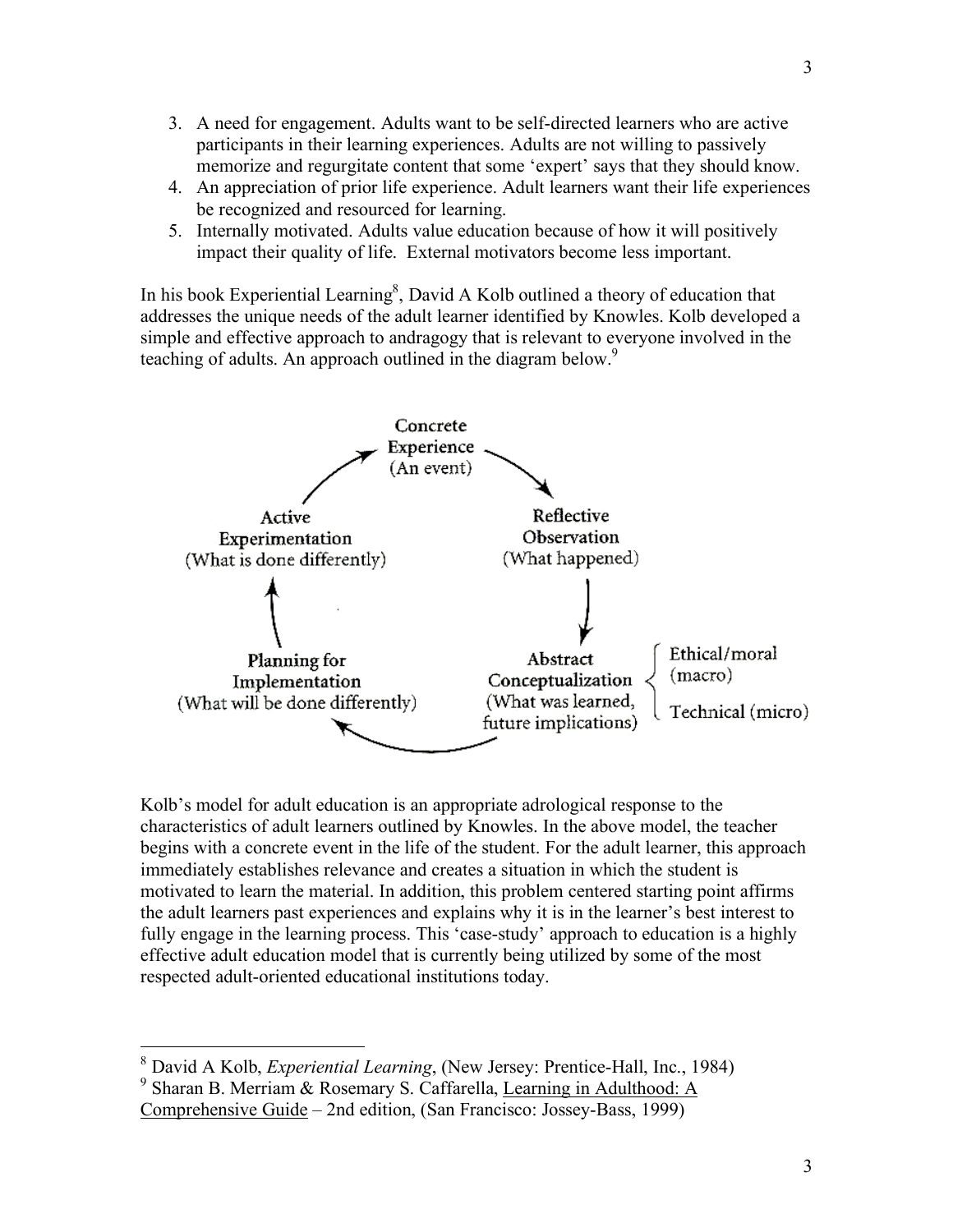3. A need for engagement. Adults want to be self-directed learners who are active participants in their learning experiences. Adults are not willing to passively memorize and regurgitate content that some 'expert' says that they should know.
4. An appreciation of prior life experience. Adult learners want their life experiences be recognized and resourced for learning.
5. Internally motivated. Adults value education because of how it will positively impact their quality of life. External motivators become less important.

In his book Experiential Learning[8], David A Kolb outlined a theory of education that addresses the unique needs of the adult learner identified by Knowles. Kolb developed a simple and effective approach to andragogy that is relevant to everyone involved in the teaching of adults. An approach outlined in the diagram below.[9]

Concrete Experience (An event) → Reflective Observation (What happened) → Abstract Conceptualization (What was learned, future implications) { Ethical/moral (macro); Technical (micro) } → Planning for Implementation (What will be done differently) → Active Experimentation (What is done differently) → Concrete Experience (An event)

Kolb's model for adult education is an appropriate adrological response to the characteristics of adult learners outlined by Knowles. In the above model, the teacher begins with a concrete event in the life of the student. For the adult learner, this approach immediately establishes relevance and creates a situation in which the student is motivated to learn the material. In addition, this problem centered starting point affirms the adult learners past experiences and explains why it is in the learner's best interest to fully engage in the learning process. This 'case-study' approach to education is a highly effective adult education model that is currently being utilized by some of the most respected adult-oriented educational institutions today.

---

[8] David A Kolb, *Experiential Learning*, (New Jersey: Prentice-Hall, Inc., 1984)

[9] Sharan B. Merriam & Rosemary S. Caffarella, Learning in Adulthood: A Comprehensive Guide – 2nd edition, (San Francisco: Jossey-Bass, 1999)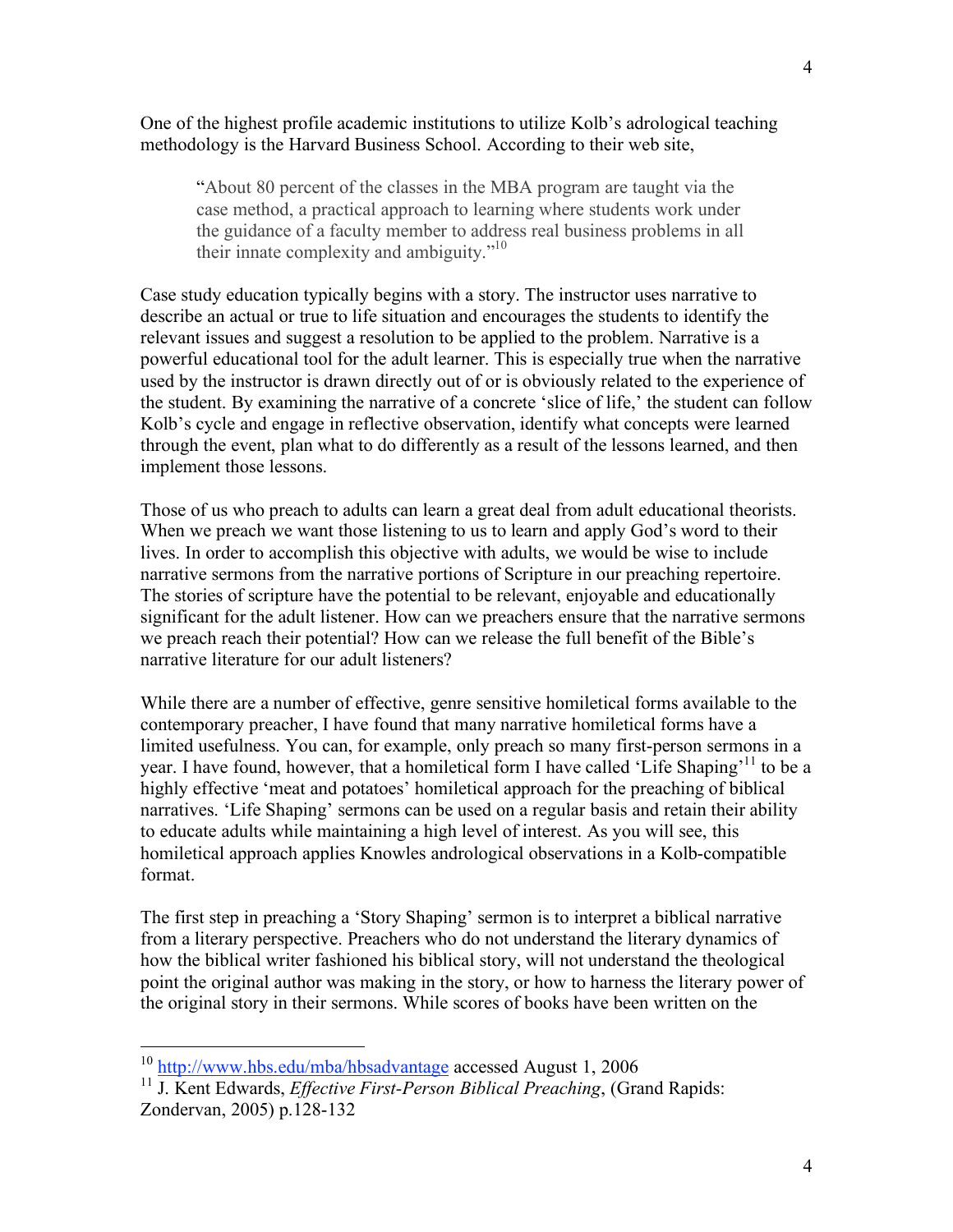One of the highest profile academic institutions to utilize Kolb's adrological teaching methodology is the Harvard Business School. According to their web site,

> "About 80 percent of the classes in the MBA program are taught via the case method, a practical approach to learning where students work under the guidance of a faculty member to address real business problems in all their innate complexity and ambiguity."[10]

Case study education typically begins with a story. The instructor uses narrative to describe an actual or true to life situation and encourages the students to identify the relevant issues and suggest a resolution to be applied to the problem. Narrative is a powerful educational tool for the adult learner. This is especially true when the narrative used by the instructor is drawn directly out of or is obviously related to the experience of the student. By examining the narrative of a concrete 'slice of life,' the student can follow Kolb's cycle and engage in reflective observation, identify what concepts were learned through the event, plan what to do differently as a result of the lessons learned, and then implement those lessons.

Those of us who preach to adults can learn a great deal from adult educational theorists. When we preach we want those listening to us to learn and apply God's word to their lives. In order to accomplish this objective with adults, we would be wise to include narrative sermons from the narrative portions of Scripture in our preaching repertoire. The stories of scripture have the potential to be relevant, enjoyable and educationally significant for the adult listener. How can we preachers ensure that the narrative sermons we preach reach their potential? How can we release the full benefit of the Bible's narrative literature for our adult listeners?

While there are a number of effective, genre sensitive homiletical forms available to the contemporary preacher, I have found that many narrative homiletical forms have a limited usefulness. You can, for example, only preach so many first-person sermons in a year. I have found, however, that a homiletical form I have called 'Life Shaping'[11] to be a highly effective 'meat and potatoes' homiletical approach for the preaching of biblical narratives. 'Life Shaping' sermons can be used on a regular basis and retain their ability to educate adults while maintaining a high level of interest. As you will see, this homiletical approach applies Knowles andrological observations in a Kolb-compatible format.

The first step in preaching a 'Story Shaping' sermon is to interpret a biblical narrative from a literary perspective. Preachers who do not understand the literary dynamics of how the biblical writer fashioned his biblical story, will not understand the theological point the original author was making in the story, or how to harness the literary power of the original story in their sermons. While scores of books have been written on the

---

[10] http://www.hbs.edu/mba/hbsadvantage accessed August 1, 2006

[11] J. Kent Edwards, *Effective First-Person Biblical Preaching*, (Grand Rapids: Zondervan, 2005) p.128-132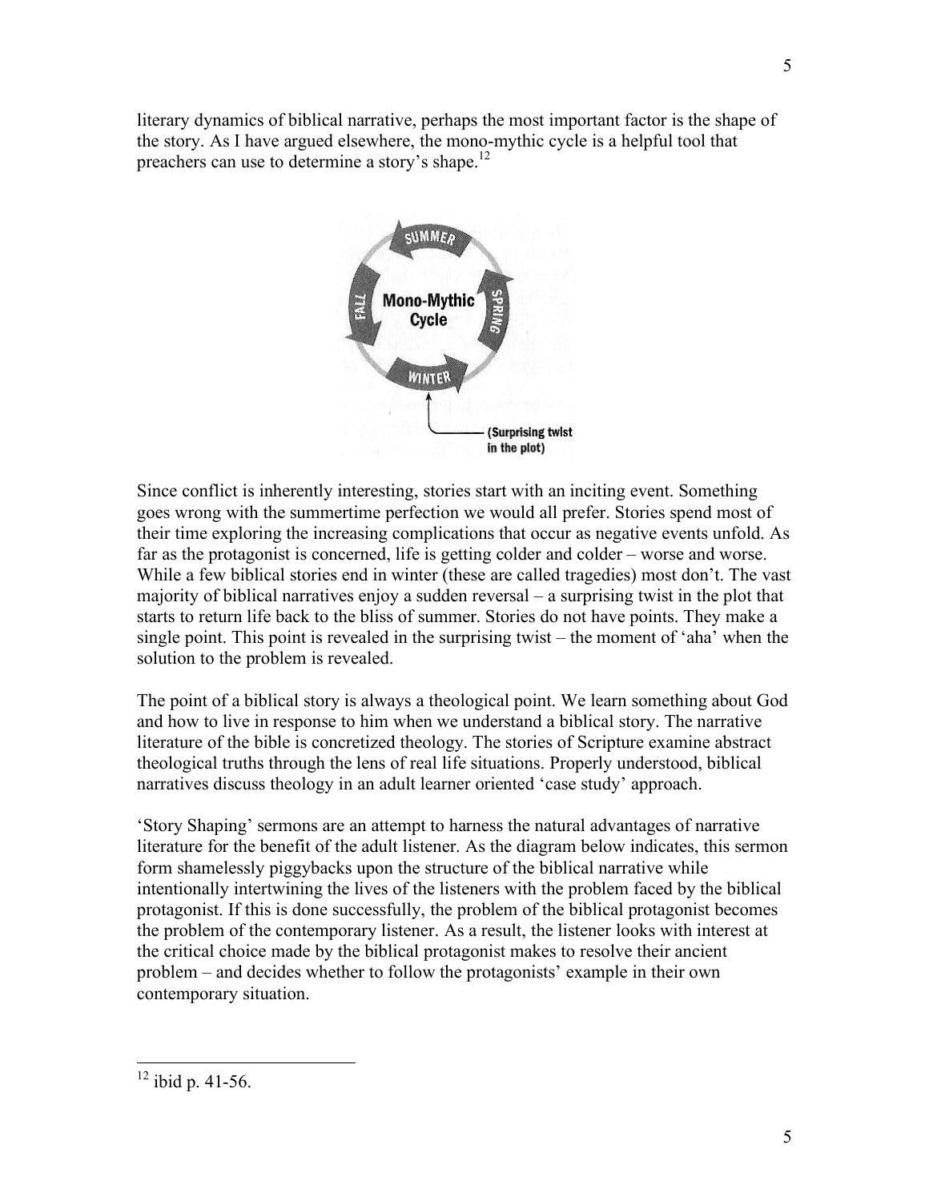literary dynamics of biblical narrative, perhaps the most important factor is the shape of the story. As I have argued elsewhere, the mono-mythic cycle is a helpful tool that preachers can use to determine a story's shape.[12]

Since conflict is inherently interesting, stories start with an inciting event. Something goes wrong with the summertime perfection we would all prefer. Stories spend most of their time exploring the increasing complications that occur as negative events unfold. As far as the protagonist is concerned, life is getting colder and colder – worse and worse. While a few biblical stories end in winter (these are called tragedies) most don't. The vast majority of biblical narratives enjoy a sudden reversal – a surprising twist in the plot that starts to return life back to the bliss of summer. Stories do not have points. They make a single point. This point is revealed in the surprising twist – the moment of 'aha' when the solution to the problem is revealed.

The point of a biblical story is always a theological point. We learn something about God and how to live in response to him when we understand a biblical story. The narrative literature of the bible is concretized theology. The stories of Scripture examine abstract theological truths through the lens of real life situations. Properly understood, biblical narratives discuss theology in an adult learner oriented 'case study' approach.

'Story Shaping' sermons are an attempt to harness the natural advantages of narrative literature for the benefit of the adult listener. As the diagram below indicates, this sermon form shamelessly piggybacks upon the structure of the biblical narrative while intentionally intertwining the lives of the listeners with the problem faced by the biblical protagonist. If this is done successfully, the problem of the biblical protagonist becomes the problem of the contemporary listener. As a result, the listener looks with interest at the critical choice made by the biblical protagonist makes to resolve their ancient problem – and decides whether to follow the protagonists' example in their own contemporary situation.

---

[12] ibid p. 41-56.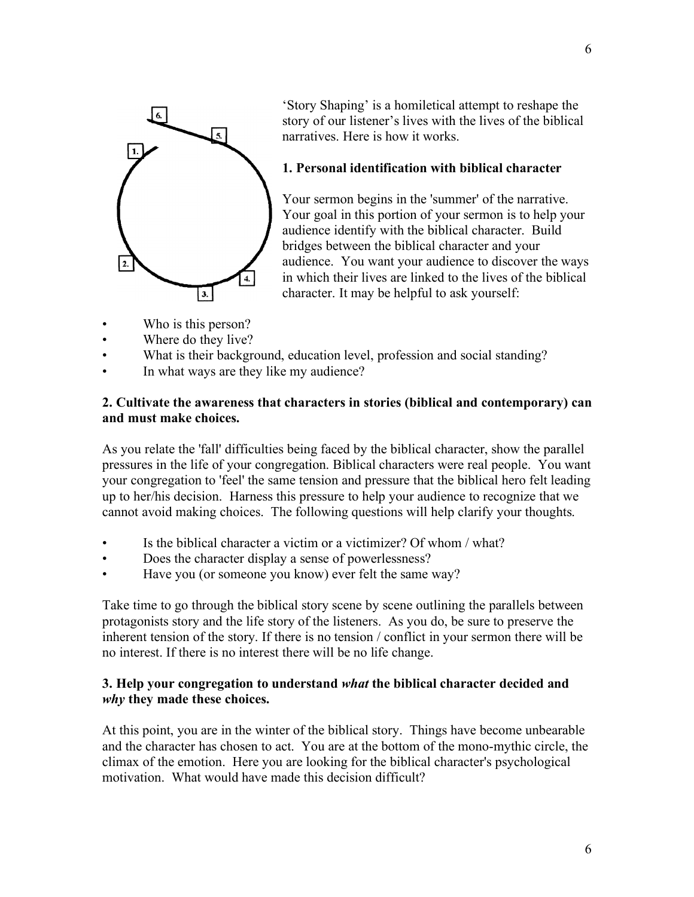'Story Shaping' is a homiletical attempt to reshape the story of our listener's lives with the lives of the biblical narratives. Here is how it works.

**1. Personal identification with biblical character**

Your sermon begins in the 'summer' of the narrative. Your goal in this portion of your sermon is to help your audience identify with the biblical character. Build bridges between the biblical character and your audience. You want your audience to discover the ways in which their lives are linked to the lives of the biblical character. It may be helpful to ask yourself:

- Who is this person?
- Where do they live?
- What is their background, education level, profession and social standing?
- In what ways are they like my audience?

**2. Cultivate the awareness that characters in stories (biblical and contemporary) can and must make choices.**

As you relate the 'fall' difficulties being faced by the biblical character, show the parallel pressures in the life of your congregation. Biblical characters were real people. You want your congregation to 'feel' the same tension and pressure that the biblical hero felt leading up to her/his decision. Harness this pressure to help your audience to recognize that we cannot avoid making choices. The following questions will help clarify your thoughts.

- Is the biblical character a victim or a victimizer? Of whom / what?
- Does the character display a sense of powerlessness?
- Have you (or someone you know) ever felt the same way?

Take time to go through the biblical story scene by scene outlining the parallels between protagonists story and the life story of the listeners. As you do, be sure to preserve the inherent tension of the story. If there is no tension / conflict in your sermon there will be no interest. If there is no interest there will be no life change.

**3. Help your congregation to understand *what* the biblical character decided and *why* they made these choices.**

At this point, you are in the winter of the biblical story. Things have become unbearable and the character has chosen to act. You are at the bottom of the mono-mythic circle, the climax of the emotion. Here you are looking for the biblical character's psychological motivation. What would have made this decision difficult?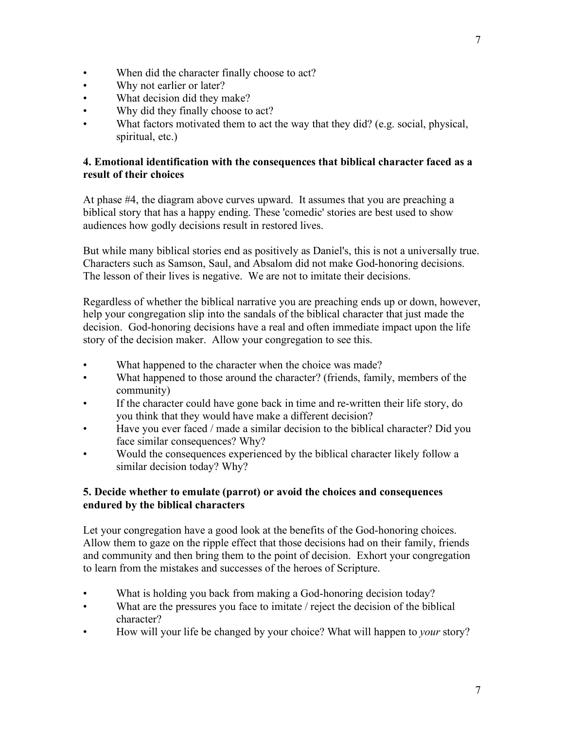- When did the character finally choose to act?
- Why not earlier or later?
- What decision did they make?
- Why did they finally choose to act?
- What factors motivated them to act the way that they did? (e.g. social, physical, spiritual, etc.)

**4. Emotional identification with the consequences that biblical character faced as a result of their choices**

At phase #4, the diagram above curves upward. It assumes that you are preaching a biblical story that has a happy ending. These 'comedic' stories are best used to show audiences how godly decisions result in restored lives.

But while many biblical stories end as positively as Daniel's, this is not a universally true. Characters such as Samson, Saul, and Absalom did not make God-honoring decisions. The lesson of their lives is negative. We are not to imitate their decisions.

Regardless of whether the biblical narrative you are preaching ends up or down, however, help your congregation slip into the sandals of the biblical character that just made the decision. God-honoring decisions have a real and often immediate impact upon the life story of the decision maker. Allow your congregation to see this.

- What happened to the character when the choice was made?
- What happened to those around the character? (friends, family, members of the community)
- If the character could have gone back in time and re-written their life story, do you think that they would have make a different decision?
- Have you ever faced / made a similar decision to the biblical character? Did you face similar consequences? Why?
- Would the consequences experienced by the biblical character likely follow a similar decision today? Why?

**5. Decide whether to emulate (parrot) or avoid the choices and consequences endured by the biblical characters**

Let your congregation have a good look at the benefits of the God-honoring choices. Allow them to gaze on the ripple effect that those decisions had on their family, friends and community and then bring them to the point of decision. Exhort your congregation to learn from the mistakes and successes of the heroes of Scripture.

- What is holding you back from making a God-honoring decision today?
- What are the pressures you face to imitate / reject the decision of the biblical character?
- How will your life be changed by your choice? What will happen to *your* story?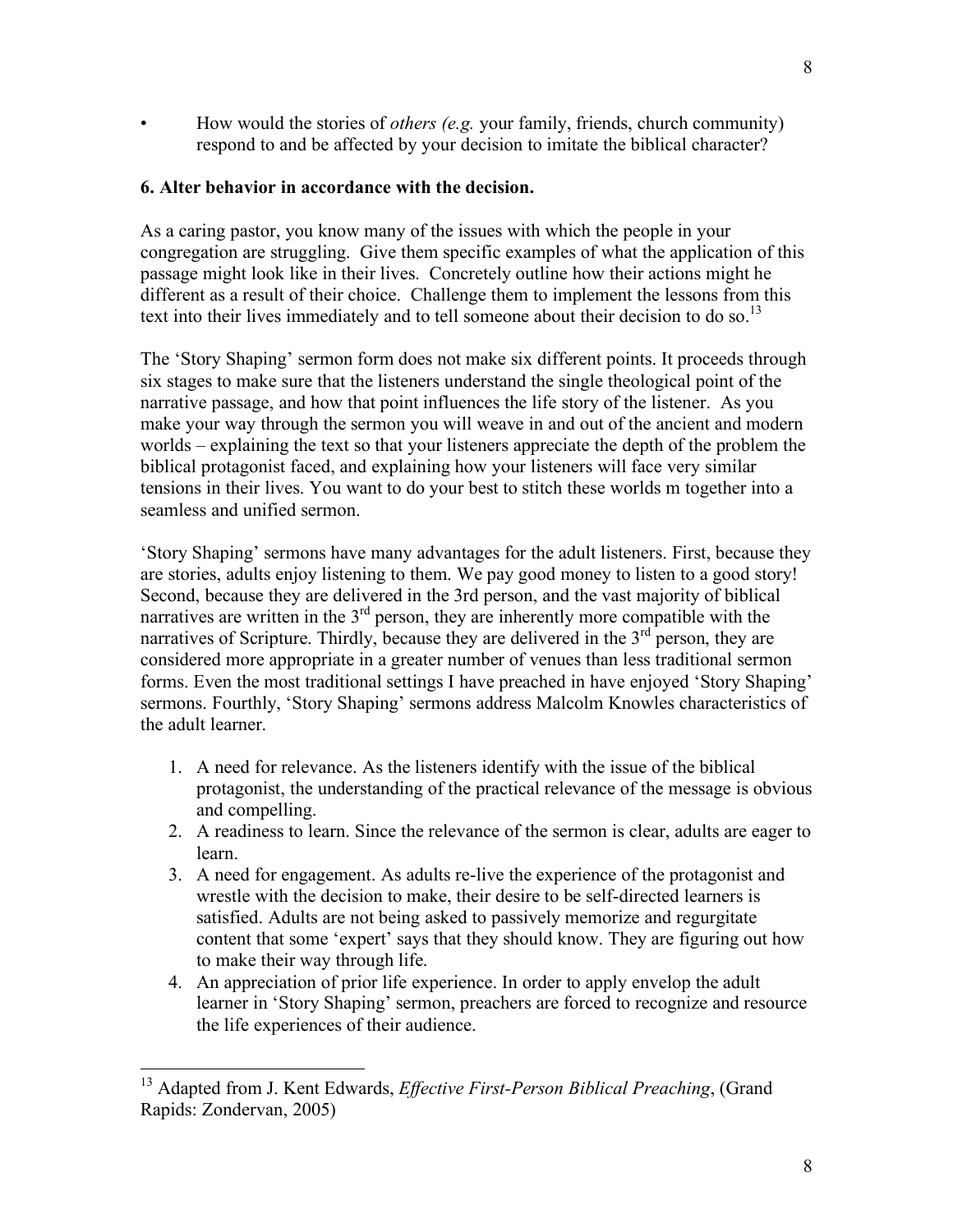- How would the stories of *others (e.g.* your family, friends, church community) respond to and be affected by your decision to imitate the biblical character?

**6. Alter behavior in accordance with the decision.**

As a caring pastor, you know many of the issues with which the people in your congregation are struggling. Give them specific examples of what the application of this passage might look like in their lives. Concretely outline how their actions might he different as a result of their choice. Challenge them to implement the lessons from this text into their lives immediately and to tell someone about their decision to do so.[13]

The 'Story Shaping' sermon form does not make six different points. It proceeds through six stages to make sure that the listeners understand the single theological point of the narrative passage, and how that point influences the life story of the listener. As you make your way through the sermon you will weave in and out of the ancient and modern worlds – explaining the text so that your listeners appreciate the depth of the problem the biblical protagonist faced, and explaining how your listeners will face very similar tensions in their lives. You want to do your best to stitch these worlds m together into a seamless and unified sermon.

'Story Shaping' sermons have many advantages for the adult listeners. First, because they are stories, adults enjoy listening to them. We pay good money to listen to a good story! Second, because they are delivered in the 3rd person, and the vast majority of biblical narratives are written in the 3rd person, they are inherently more compatible with the narratives of Scripture. Thirdly, because they are delivered in the 3rd person, they are considered more appropriate in a greater number of venues than less traditional sermon forms. Even the most traditional settings I have preached in have enjoyed 'Story Shaping' sermons. Fourthly, 'Story Shaping' sermons address Malcolm Knowles characteristics of the adult learner.

1. A need for relevance. As the listeners identify with the issue of the biblical protagonist, the understanding of the practical relevance of the message is obvious and compelling.
2. A readiness to learn. Since the relevance of the sermon is clear, adults are eager to learn.
3. A need for engagement. As adults re-live the experience of the protagonist and wrestle with the decision to make, their desire to be self-directed learners is satisfied. Adults are not being asked to passively memorize and regurgitate content that some 'expert' says that they should know. They are figuring out how to make their way through life.
4. An appreciation of prior life experience. In order to apply envelop the adult learner in 'Story Shaping' sermon, preachers are forced to recognize and resource the life experiences of their audience.

---

[13] Adapted from J. Kent Edwards, *Effective First-Person Biblical Preaching*, (Grand Rapids: Zondervan, 2005)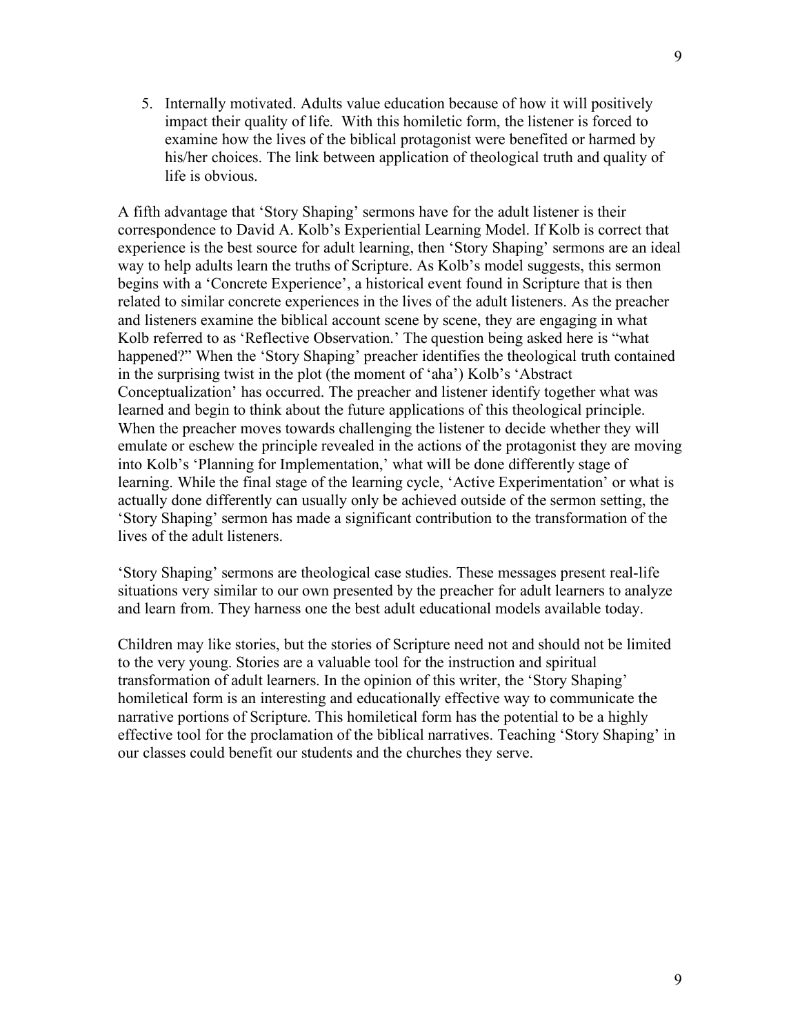5. Internally motivated. Adults value education because of how it will positively impact their quality of life. With this homiletic form, the listener is forced to examine how the lives of the biblical protagonist were benefited or harmed by his/her choices. The link between application of theological truth and quality of life is obvious.

A fifth advantage that 'Story Shaping' sermons have for the adult listener is their correspondence to David A. Kolb's Experiential Learning Model. If Kolb is correct that experience is the best source for adult learning, then 'Story Shaping' sermons are an ideal way to help adults learn the truths of Scripture. As Kolb's model suggests, this sermon begins with a 'Concrete Experience', a historical event found in Scripture that is then related to similar concrete experiences in the lives of the adult listeners. As the preacher and listeners examine the biblical account scene by scene, they are engaging in what Kolb referred to as 'Reflective Observation.' The question being asked here is "what happened?" When the 'Story Shaping' preacher identifies the theological truth contained in the surprising twist in the plot (the moment of 'aha') Kolb's 'Abstract Conceptualization' has occurred. The preacher and listener identify together what was learned and begin to think about the future applications of this theological principle. When the preacher moves towards challenging the listener to decide whether they will emulate or eschew the principle revealed in the actions of the protagonist they are moving into Kolb's 'Planning for Implementation,' what will be done differently stage of learning. While the final stage of the learning cycle, 'Active Experimentation' or what is actually done differently can usually only be achieved outside of the sermon setting, the 'Story Shaping' sermon has made a significant contribution to the transformation of the lives of the adult listeners.

'Story Shaping' sermons are theological case studies. These messages present real-life situations very similar to our own presented by the preacher for adult learners to analyze and learn from. They harness one the best adult educational models available today.

Children may like stories, but the stories of Scripture need not and should not be limited to the very young. Stories are a valuable tool for the instruction and spiritual transformation of adult learners. In the opinion of this writer, the 'Story Shaping' homiletical form is an interesting and educationally effective way to communicate the narrative portions of Scripture. This homiletical form has the potential to be a highly effective tool for the proclamation of the biblical narratives. Teaching 'Story Shaping' in our classes could benefit our students and the churches they serve.